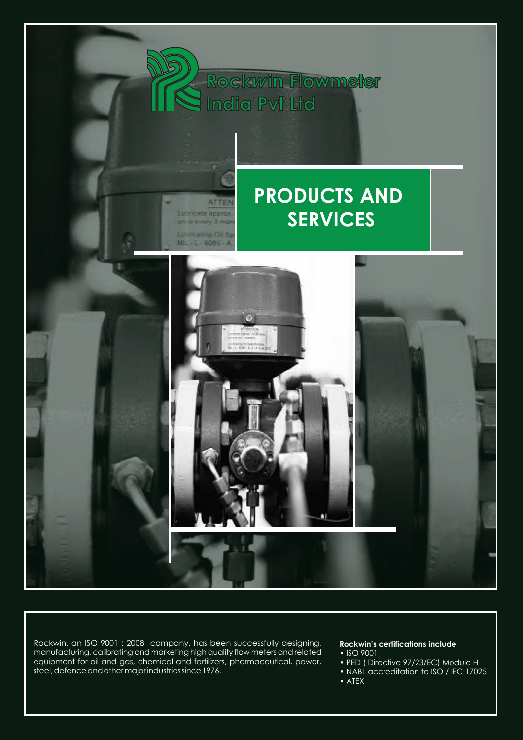Rockwin Flowmeter India Pvt Ltd

# PRODUCTS AND SERVICES

Rockwin, an ISO 9001 : 2008 company, has been successfully designing, manufacturing, calibrating and marketing high quality flow meters and related equipment for oil and gas, chemical and fertilizers, pharmaceutical, power, steel, defence and other major industries since 1976.

**Rockwin's certifications include**

- ISO 9001
- PED ( Directive 97/23/EC) Module H
- NABL accreditation to ISO / IEC 17025
- ATEX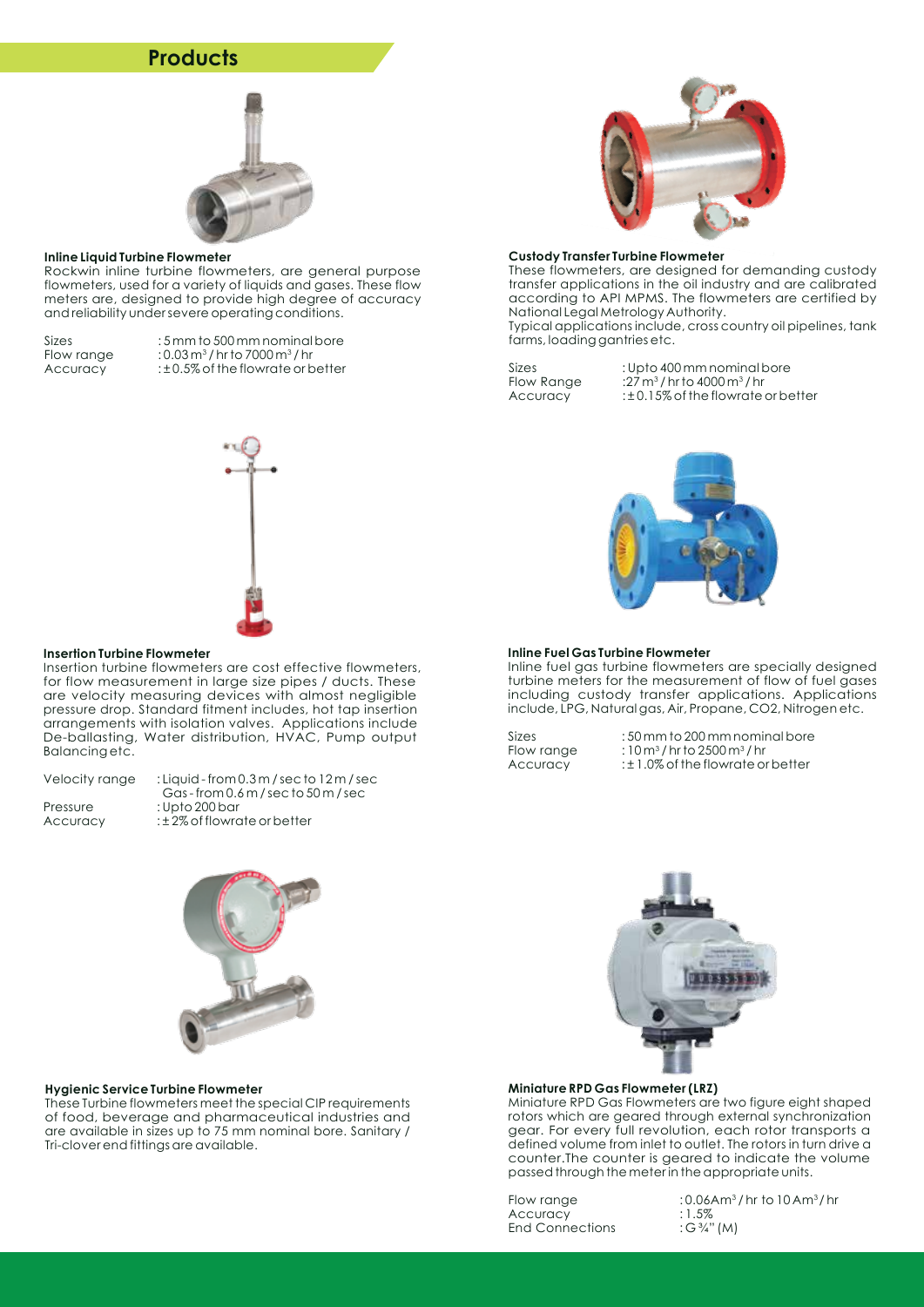## Products

### Inline Liquid Turbine Flowmeter

Rockwin inline turbine flowmeters, are general purpose flowmeters, used for a variety of liquids and gases. These flow meters are, designed to provide high degree of accuracy and reliability under severe operating conditions.

| | |
|---|---|
| Sizes | : 5 mm to 500 mm nominal bore |
| Flow range | : 0.03 $m^3$ / hr to 7000 $m^3$ / hr |
| Accuracy | : ± 0.5% of the flowrate or better |

### Custody Transfer Turbine Flowmeter

These flowmeters, are designed for demanding custody transfer applications in the oil industry and are calibrated according to API MPMS. The flowmeters are certified by National Legal Metrology Authority.
Typical applications include, cross country oil pipelines, tank farms, loading gantries etc.

| | |
|---|---|
| Sizes | : Upto 400 mm nominal bore |
| Flow Range | :27 $m^3$ / hr to 4000 $m^3$ / hr |
| Accuracy | : ± 0.15% of the flowrate or better |

### Insertion Turbine Flowmeter

Insertion turbine flowmeters are cost effective flowmeters, for flow measurement in large size pipes / ducts. These are velocity measuring devices with almost negligible pressure drop. Standard fitment includes, hot tap insertion arrangements with isolation valves. Applications include De-ballasting, Water distribution, HVAC, Pump output Balancing etc.

| | |
|---|---|
| Velocity range | : Liquid - from 0.3 m / sec to 12 m / sec<br>Gas - from 0.6 m / sec to 50 m / sec |
| Pressure | : Upto 200 bar |
| Accuracy | : ± 2% of flowrate or better |

### Inline Fuel Gas Turbine Flowmeter

Inline fuel gas turbine flowmeters are specially designed turbine meters for the measurement of flow of fuel gases including custody transfer applications. Applications include, LPG, Natural gas, Air, Propane, CO2, Nitrogen etc.

| | |
|---|---|
| Sizes | : 50 mm to 200 mm nominal bore |
| Flow range | : 10 $m^3$ / hr to 2500 $m^3$ / hr |
| Accuracy | : ± 1.0% of the flowrate or better |

### Hygienic Service Turbine Flowmeter

These Turbine flowmeters meet the special CIP requirements of food, beverage and pharmaceutical industries and are available in sizes up to 75 mm nominal bore. Sanitary / Tri-clover end fittings are available.

### Miniature RPD Gas Flowmeter (LRZ)

Miniature RPD Gas Flowmeters are two figure eight shaped rotors which are geared through external synchronization gear. For every full revolution, each rotor transports a defined volume from inlet to outlet. The rotors in turn drive a counter.The counter is geared to indicate the volume passed through the meter in the appropriate units.

| | |
|---|---|
| Flow range | : 0.06 A$m^3$ / hr to 10 A$m^3$ / hr |
| Accuracy | : 1.5% |
| End Connections | : G ¾" (M) |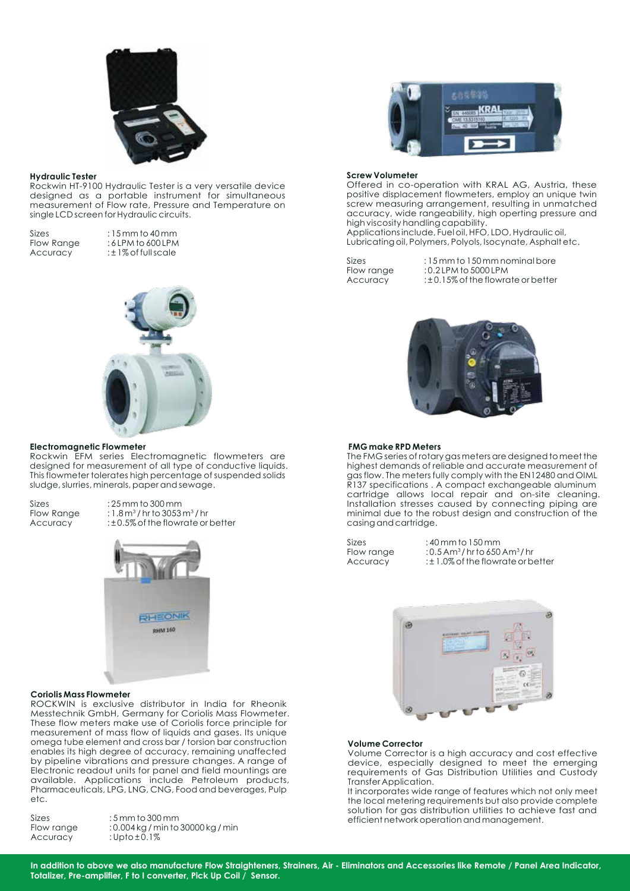### Hydraulic Tester

Rockwin HT-9100 Hydraulic Tester is a very versatile device designed as a portable instrument for simultaneous measurement of Flow rate, Pressure and Temperature on single LCD screen for Hydraulic circuits.

| | |
|---|---|
| Sizes | : 15 mm to 40 mm |
| Flow Range | : 6 LPM to 600 LPM |
| Accuracy | : ± 1% of full scale |

### Electromagnetic Flowmeter

Rockwin EFM series Electromagnetic flowmeters are designed for measurement of all type of conductive liquids. This flowmeter tolerates high percentage of suspended solids sludge, slurries, minerals, paper and sewage.

| | |
|---|---|
| Sizes | : 25 mm to 300 mm |
| Flow Range | : 1.8 $m^3$ / hr to 3053 $m^3$ / hr |
| Accuracy | : ± 0.5% of the flowrate or better |

### Coriolis Mass Flowmeter

ROCKWIN is exclusive distributor in India for Rheonik Messtechnik GmbH, Germany for Coriolis Mass Flowmeter. These flow meters make use of Coriolis force principle for measurement of mass flow of liquids and gases. Its unique omega tube element and cross bar / torsion bar construction enables its high degree of accuracy, remaining unaffected by pipeline vibrations and pressure changes. A range of Electronic readout units for panel and field mountings are available. Applications include Petroleum products, Pharmaceuticals, LPG, LNG, CNG, Food and beverages, Pulp etc.

| | |
|---|---|
| Sizes | : 5 mm to 300 mm |
| Flow range | : 0.004 kg / min to 30000 kg / min |
| Accuracy | : Upto ± 0.1% |

### Screw Volumeter

Offered in co-operation with KRAL AG, Austria, these positive displacement flowmeters, employ an unique twin screw measuring arrangement, resulting in unmatched accuracy, wide rangeability, high operting pressure and high viscosity handling capability.
Applications include, Fuel oil, HFO, LDO, Hydraulic oil, Lubricating oil, Polymers, Polyols, Isocynate, Asphalt etc.

| | |
|---|---|
| Sizes | : 15 mm to 150 mm nominal bore |
| Flow range | : 0.2 LPM to 5000 LPM |
| Accuracy | : ± 0.15% of the flowrate or better |

### FMG make RPD Meters

The FMG series of rotary gas meters are designed to meet the highest demands of reliable and accurate measurement of gas flow. The meters fully comply with the EN12480 and OIML R137 specifications . A compact exchangeable aluminum cartridge allows local repair and on-site cleaning. Installation stresses caused by connecting piping are minimal due to the robust design and construction of the casing and cartridge.

| | |
|---|---|
| Sizes | : 40 mm to 150 mm |
| Flow range | : 0.5 $Am^3$ / hr to 650 $Am^3$ / hr |
| Accuracy | : ± 1.0% of the flowrate or better |

### Volume Corrector

Volume Corrector is a high accuracy and cost effective device, especially designed to meet the emerging requirements of Gas Distribution Utilities and Custody Transfer Application.
It incorporates wide range of features which not only meet the local metering requirements but also provide complete solution for gas distribution utilities to achieve fast and efficient network operation and management.

**In addition to above we also manufacture Flow Straighteners, Strainers, Air - Eliminators and Accessories like Remote / Panel Area Indicator, Totalizer, Pre-amplifier, F to I converter, Pick Up Coil / Sensor.**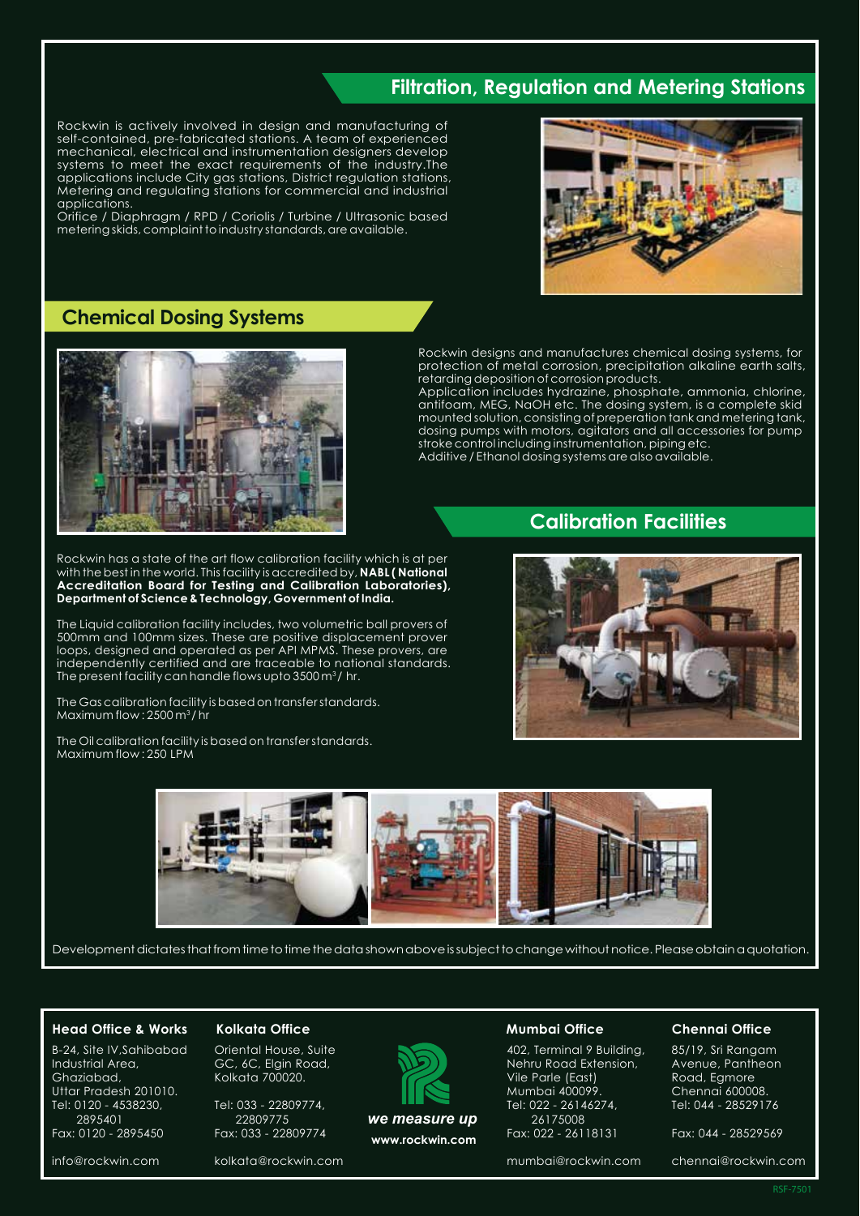## Filtration, Regulation and Metering Stations

Rockwin is actively involved in design and manufacturing of self-contained, pre-fabricated stations. A team of experienced mechanical, electrical and instrumentation designers develop systems to meet the exact requirements of the industry.The applications include City gas stations, District regulation stations, Metering and regulating stations for commercial and industrial applications.
Orifice / Diaphragm / RPD / Coriolis / Turbine / Ultrasonic based metering skids, complaint to industry standards, are available.

## Chemical Dosing Systems

Rockwin designs and manufactures chemical dosing systems, for protection of metal corrosion, precipitation alkaline earth salts, retarding deposition of corrosion products.
Application includes hydrazine, phosphate, ammonia, chlorine, antifoam, MEG, NaOH etc. The dosing system, is a complete skid mounted solution, consisting of preperation tank and metering tank, dosing pumps with motors, agitators and all accessories for pump stroke control including instrumentation, piping etc.
Additive / Ethanol dosing systems are also available.

## Calibration Facilities

Rockwin has a state of the art flow calibration facility which is at per with the best in the world. This facility is accredited by, **NABL ( National Accreditation Board for Testing and Calibration Laboratories), Department of Science & Technology, Government of India.**

The Liquid calibration facility includes, two volumetric ball provers of 500mm and 100mm sizes. These are positive displacement prover loops, designed and operated as per API MPMS. These provers, are independently certified and are traceable to national standards. The present facility can handle flows upto 3500 $m^3$ / hr.

The Gas calibration facility is based on transfer standards.
Maximum flow : 2500 $m^3$ / hr

The Oil calibration facility is based on transfer standards.
Maximum flow : 250 LPM

Development dictates that from time to time the data shown above is subject to change without notice. Please obtain a quotation.

**Head Office & Works**
B-24, Site IV,Sahibabad Industrial Area,
Ghaziabad,
Uttar Pradesh 201010.
Tel: 0120 - 4538230, 2895401
Fax: 0120 - 2895450

info@rockwin.com

**Kolkata Office**
Oriental House, Suite GC, 6C, Elgin Road,
Kolkata 700020.

Tel: 033 - 22809774, 22809775
Fax: 033 - 22809774

kolkata@rockwin.com

*we measure up*
**www.rockwin.com**

**Mumbai Office**
402, Terminal 9 Building,
Nehru Road Extension,
Vile Parle (East)
Mumbai 400099.
Tel: 022 - 26146274, 26175008
Fax: 022 - 26118131

mumbai@rockwin.com

**Chennai Office**
85/19, Sri Rangam Avenue, Pantheon Road, Egmore
Chennai 600008.
Tel: 044 - 28529176

Fax: 044 - 28529569

chennai@rockwin.com

RSF-7501